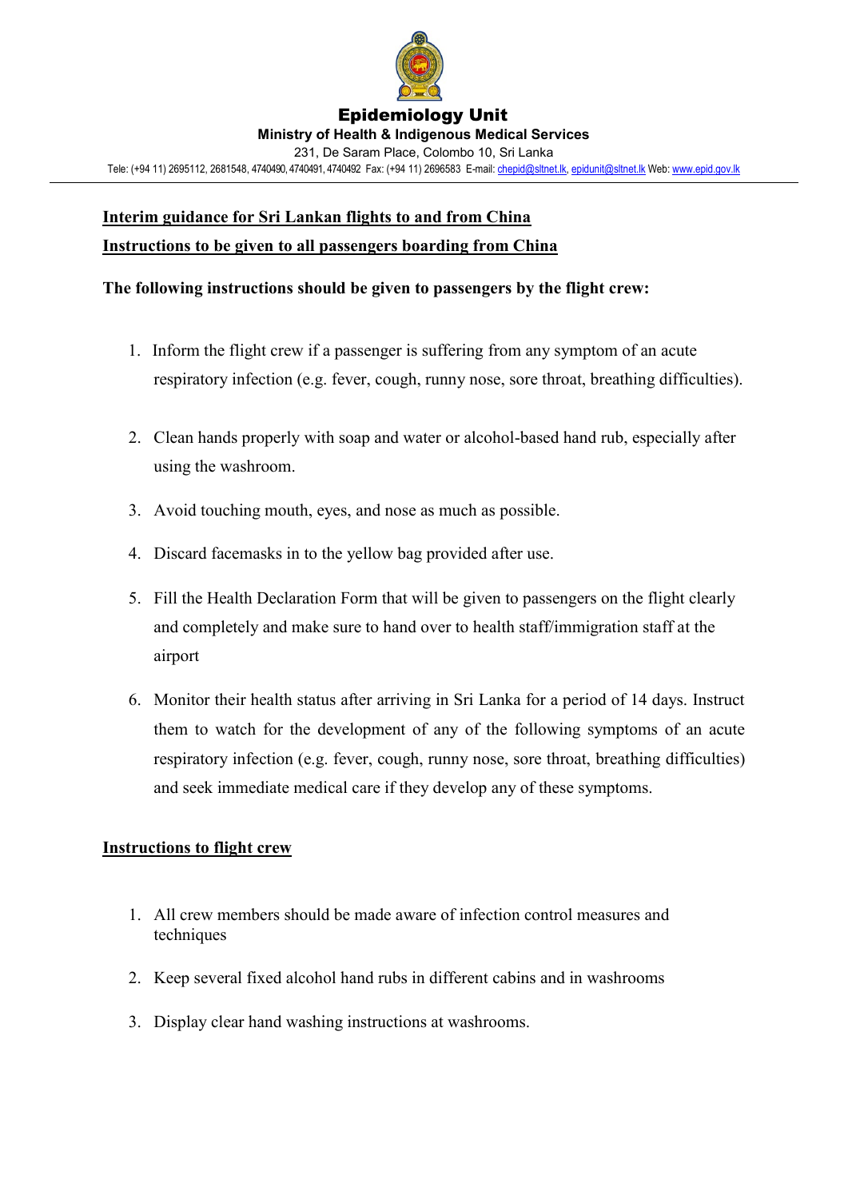# Epidemiology Unit

**Ministry of Health & Indigenous Medical Services**

231, De Saram Place, Colombo 10, Sri Lanka

Tele: (+94 11) 2695112, 2681548, 4740490, 4740491, 4740492 Fax: (+94 11) 2696583 E-mail: chepid@sltnet.lk, epidunit@sltnet.lk Web: www.epid.gov.lk

---

## Interim guidance for Sri Lankan flights to and from China

## Instructions to be given to all passengers boarding from China

**The following instructions should be given to passengers by the flight crew:**

1. Inform the flight crew if a passenger is suffering from any symptom of an acute respiratory infection (e.g. fever, cough, runny nose, sore throat, breathing difficulties).
2. Clean hands properly with soap and water or alcohol-based hand rub, especially after using the washroom.
3. Avoid touching mouth, eyes, and nose as much as possible.
4. Discard facemasks in to the yellow bag provided after use.
5. Fill the Health Declaration Form that will be given to passengers on the flight clearly and completely and make sure to hand over to health staff/immigration staff at the airport
6. Monitor their health status after arriving in Sri Lanka for a period of 14 days. Instruct them to watch for the development of any of the following symptoms of an acute respiratory infection (e.g. fever, cough, runny nose, sore throat, breathing difficulties) and seek immediate medical care if they develop any of these symptoms.

## Instructions to flight crew

1. All crew members should be made aware of infection control measures and techniques
2. Keep several fixed alcohol hand rubs in different cabins and in washrooms
3. Display clear hand washing instructions at washrooms.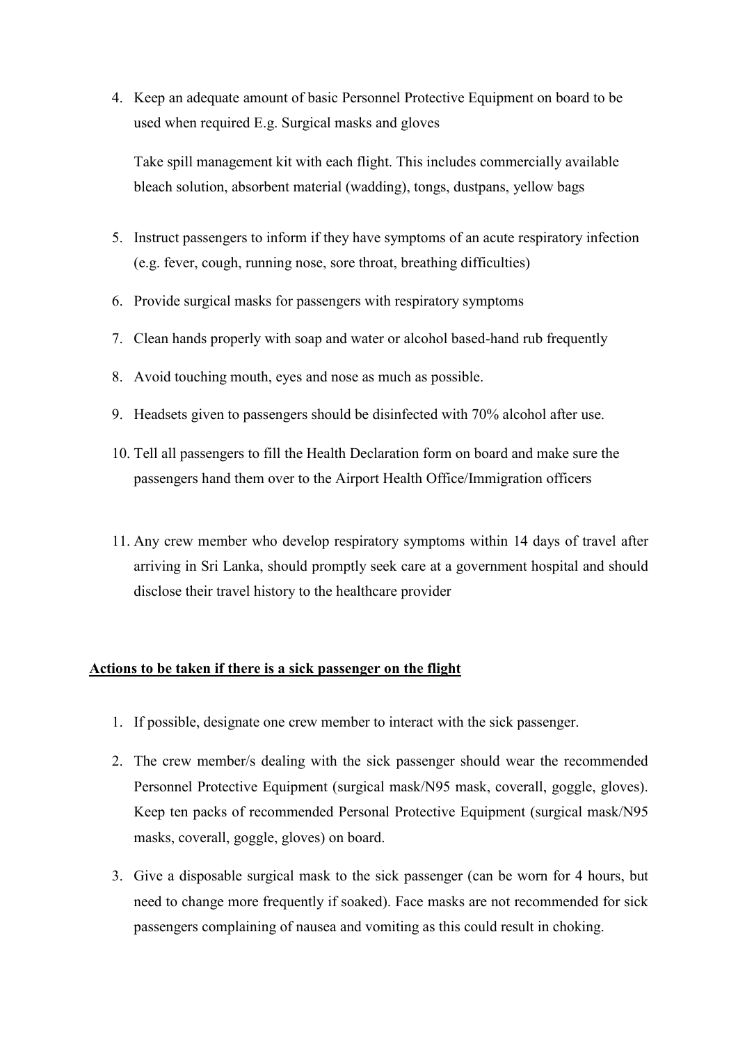4. Keep an adequate amount of basic Personnel Protective Equipment on board to be used when required E.g. Surgical masks and gloves

   Take spill management kit with each flight. This includes commercially available bleach solution, absorbent material (wadding), tongs, dustpans, yellow bags

5. Instruct passengers to inform if they have symptoms of an acute respiratory infection (e.g. fever, cough, running nose, sore throat, breathing difficulties)
6. Provide surgical masks for passengers with respiratory symptoms
7. Clean hands properly with soap and water or alcohol based-hand rub frequently
8. Avoid touching mouth, eyes and nose as much as possible.
9. Headsets given to passengers should be disinfected with 70% alcohol after use.
10. Tell all passengers to fill the Health Declaration form on board and make sure the passengers hand them over to the Airport Health Office/Immigration officers
11. Any crew member who develop respiratory symptoms within 14 days of travel after arriving in Sri Lanka, should promptly seek care at a government hospital and should disclose their travel history to the healthcare provider

**Actions to be taken if there is a sick passenger on the flight**

1. If possible, designate one crew member to interact with the sick passenger.
2. The crew member/s dealing with the sick passenger should wear the recommended Personnel Protective Equipment (surgical mask/N95 mask, coverall, goggle, gloves). Keep ten packs of recommended Personal Protective Equipment (surgical mask/N95 masks, coverall, goggle, gloves) on board.
3. Give a disposable surgical mask to the sick passenger (can be worn for 4 hours, but need to change more frequently if soaked). Face masks are not recommended for sick passengers complaining of nausea and vomiting as this could result in choking.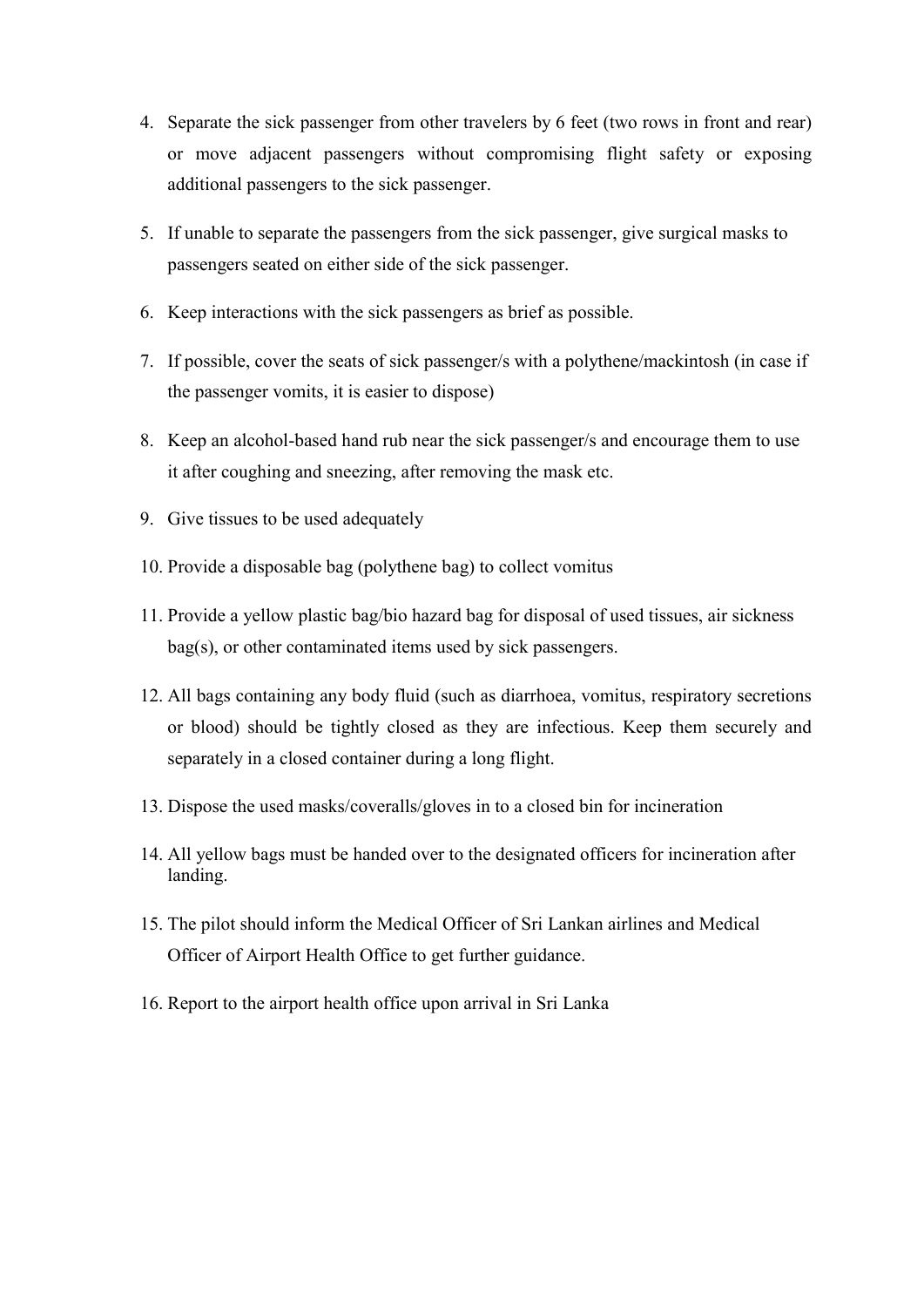4. Separate the sick passenger from other travelers by 6 feet (two rows in front and rear) or move adjacent passengers without compromising flight safety or exposing additional passengers to the sick passenger.
5. If unable to separate the passengers from the sick passenger, give surgical masks to passengers seated on either side of the sick passenger.
6. Keep interactions with the sick passengers as brief as possible.
7. If possible, cover the seats of sick passenger/s with a polythene/mackintosh (in case if the passenger vomits, it is easier to dispose)
8. Keep an alcohol-based hand rub near the sick passenger/s and encourage them to use it after coughing and sneezing, after removing the mask etc.
9. Give tissues to be used adequately
10. Provide a disposable bag (polythene bag) to collect vomitus
11. Provide a yellow plastic bag/bio hazard bag for disposal of used tissues, air sickness bag(s), or other contaminated items used by sick passengers.
12. All bags containing any body fluid (such as diarrhoea, vomitus, respiratory secretions or blood) should be tightly closed as they are infectious. Keep them securely and separately in a closed container during a long flight.
13. Dispose the used masks/coveralls/gloves in to a closed bin for incineration
14. All yellow bags must be handed over to the designated officers for incineration after landing.
15. The pilot should inform the Medical Officer of Sri Lankan airlines and Medical Officer of Airport Health Office to get further guidance.
16. Report to the airport health office upon arrival in Sri Lanka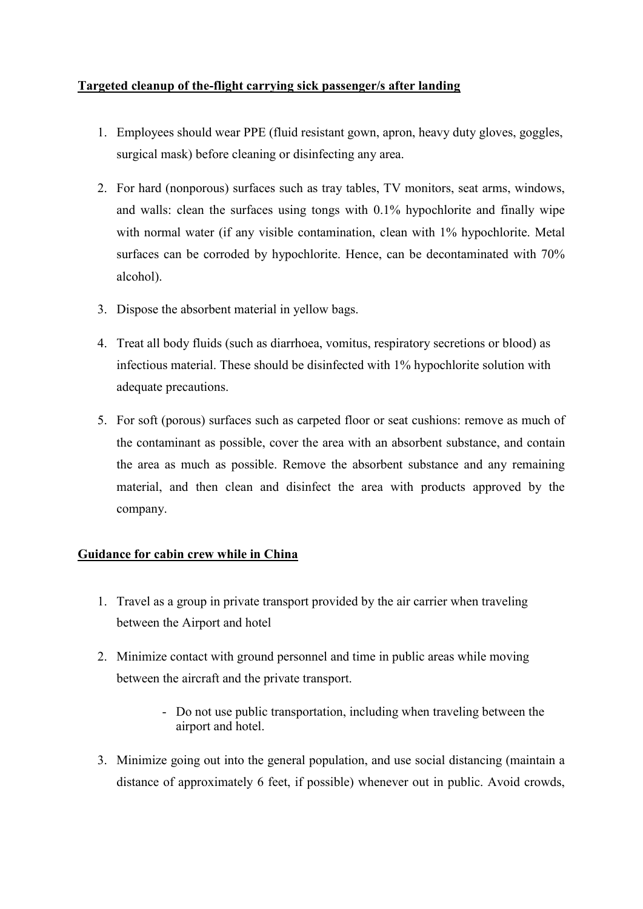**Targeted cleanup of the-flight carrying sick passenger/s after landing**

1. Employees should wear PPE (fluid resistant gown, apron, heavy duty gloves, goggles, surgical mask) before cleaning or disinfecting any area.
2. For hard (nonporous) surfaces such as tray tables, TV monitors, seat arms, windows, and walls: clean the surfaces using tongs with 0.1% hypochlorite and finally wipe with normal water (if any visible contamination, clean with 1% hypochlorite. Metal surfaces can be corroded by hypochlorite. Hence, can be decontaminated with 70% alcohol).
3. Dispose the absorbent material in yellow bags.
4. Treat all body fluids (such as diarrhoea, vomitus, respiratory secretions or blood) as infectious material. These should be disinfected with 1% hypochlorite solution with adequate precautions.
5. For soft (porous) surfaces such as carpeted floor or seat cushions: remove as much of the contaminant as possible, cover the area with an absorbent substance, and contain the area as much as possible. Remove the absorbent substance and any remaining material, and then clean and disinfect the area with products approved by the company.

**Guidance for cabin crew while in China**

1. Travel as a group in private transport provided by the air carrier when traveling between the Airport and hotel
2. Minimize contact with ground personnel and time in public areas while moving between the aircraft and the private transport.
    - Do not use public transportation, including when traveling between the airport and hotel.
3. Minimize going out into the general population, and use social distancing (maintain a distance of approximately 6 feet, if possible) whenever out in public. Avoid crowds,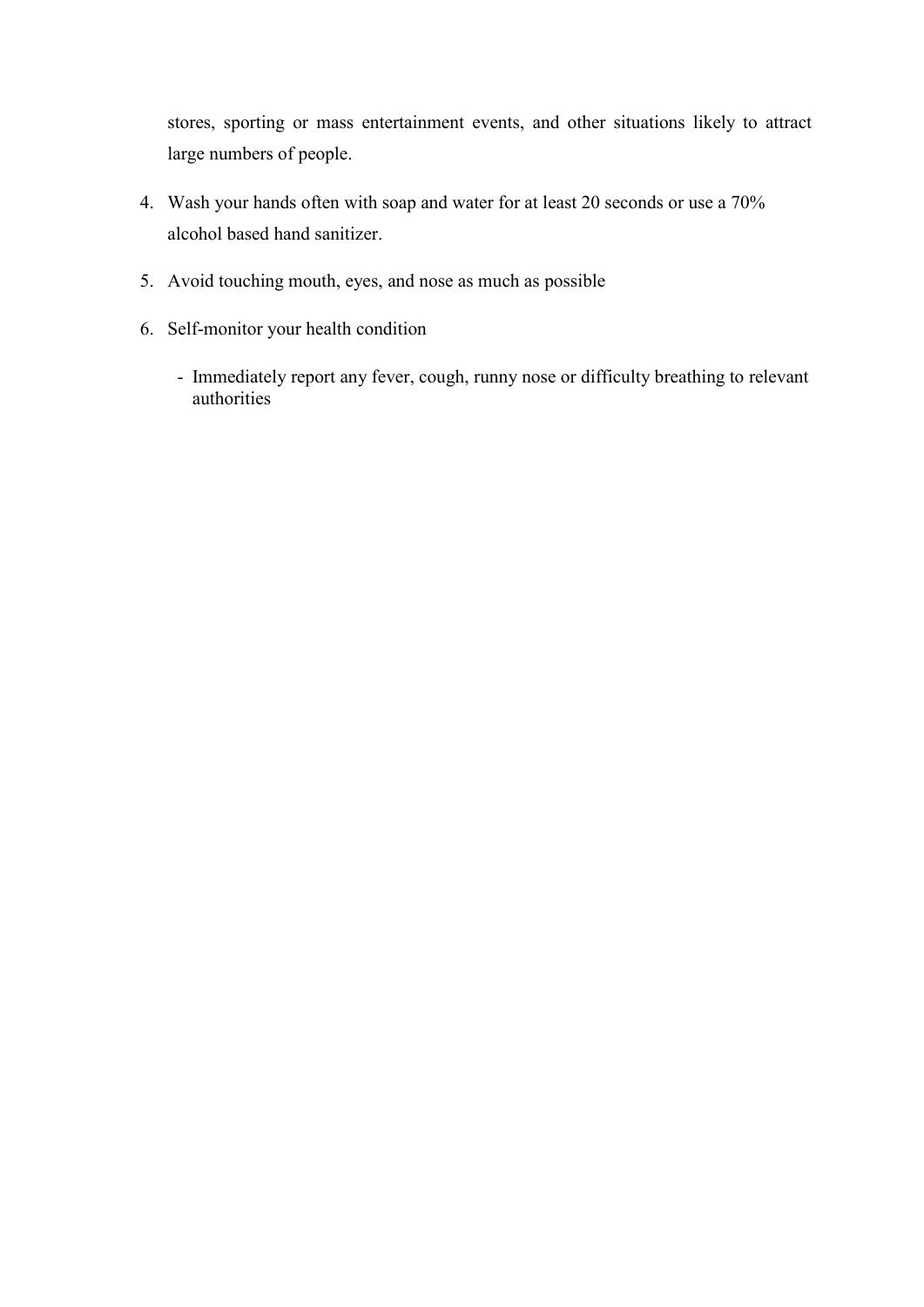stores, sporting or mass entertainment events, and other situations likely to attract large numbers of people.

4. Wash your hands often with soap and water for at least 20 seconds or use a 70% alcohol based hand sanitizer.
5. Avoid touching mouth, eyes, and nose as much as possible
6. Self-monitor your health condition
   - Immediately report any fever, cough, runny nose or difficulty breathing to relevant authorities